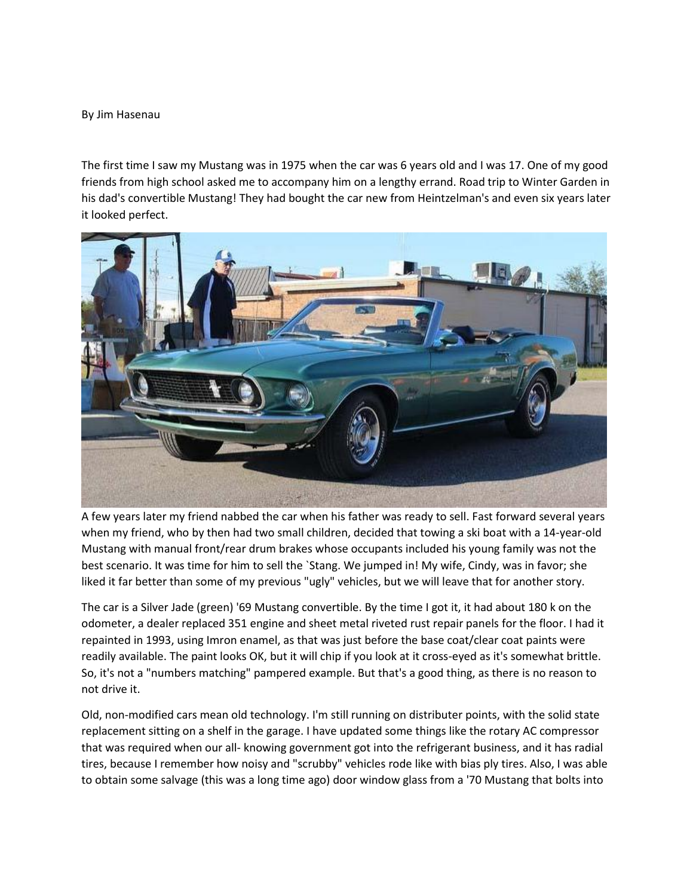By Jim Hasenau

The first time I saw my Mustang was in 1975 when the car was 6 years old and I was 17. One of my good friends from high school asked me to accompany him on a lengthy errand. Road trip to Winter Garden in his dad's convertible Mustang! They had bought the car new from Heintzelman's and even six years later it looked perfect.

A few years later my friend nabbed the car when his father was ready to sell. Fast forward several years when my friend, who by then had two small children, decided that towing a ski boat with a 14-year-old Mustang with manual front/rear drum brakes whose occupants included his young family was not the best scenario. It was time for him to sell the `Stang. We jumped in! My wife, Cindy, was in favor; she liked it far better than some of my previous "ugly" vehicles, but we will leave that for another story.

The car is a Silver Jade (green) '69 Mustang convertible. By the time I got it, it had about 180 k on the odometer, a dealer replaced 351 engine and sheet metal riveted rust repair panels for the floor. I had it repainted in 1993, using Imron enamel, as that was just before the base coat/clear coat paints were readily available. The paint looks OK, but it will chip if you look at it cross-eyed as it's somewhat brittle. So, it's not a "numbers matching" pampered example. But that's a good thing, as there is no reason to not drive it.

Old, non-modified cars mean old technology. I'm still running on distributer points, with the solid state replacement sitting on a shelf in the garage. I have updated some things like the rotary AC compressor that was required when our all- knowing government got into the refrigerant business, and it has radial tires, because I remember how noisy and "scrubby" vehicles rode like with bias ply tires. Also, I was able to obtain some salvage (this was a long time ago) door window glass from a '70 Mustang that bolts into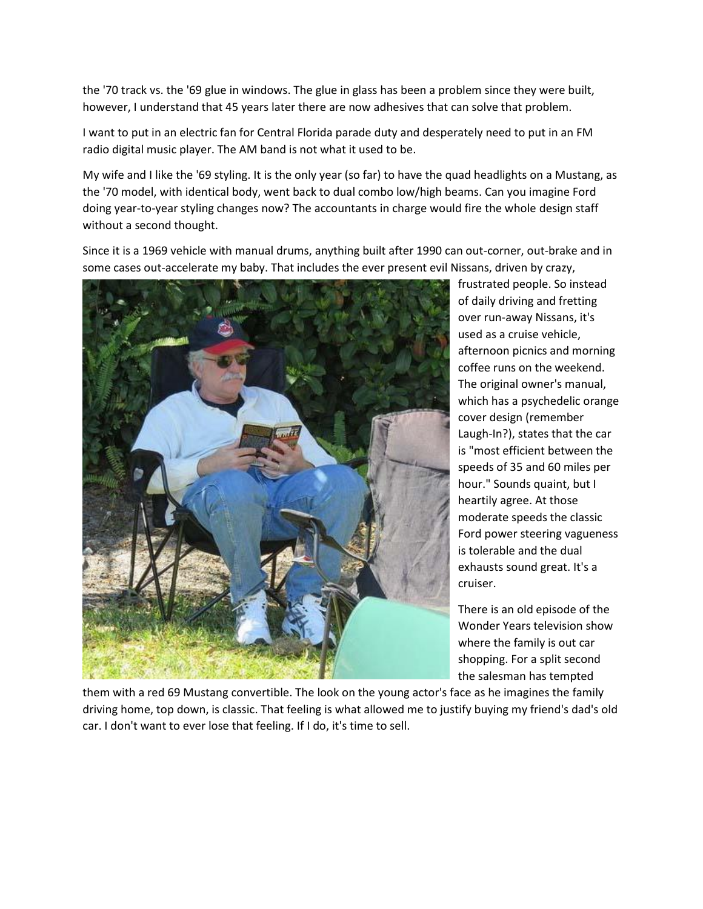the '70 track vs. the '69 glue in windows. The glue in glass has been a problem since they were built, however, I understand that 45 years later there are now adhesives that can solve that problem.

I want to put in an electric fan for Central Florida parade duty and desperately need to put in an FM radio digital music player. The AM band is not what it used to be.

My wife and I like the '69 styling. It is the only year (so far) to have the quad headlights on a Mustang, as the '70 model, with identical body, went back to dual combo low/high beams. Can you imagine Ford doing year-to-year styling changes now? The accountants in charge would fire the whole design staff without a second thought.

Since it is a 1969 vehicle with manual drums, anything built after 1990 can out-corner, out-brake and in some cases out-accelerate my baby. That includes the ever present evil Nissans, driven by crazy, frustrated people. So instead of daily driving and fretting over run-away Nissans, it's used as a cruise vehicle, afternoon picnics and morning coffee runs on the weekend. The original owner's manual, which has a psychedelic orange cover design (remember Laugh-In?), states that the car is "most efficient between the speeds of 35 and 60 miles per hour." Sounds quaint, but I heartily agree. At those moderate speeds the classic Ford power steering vagueness is tolerable and the dual exhausts sound great. It's a cruiser.

There is an old episode of the Wonder Years television show where the family is out car shopping. For a split second the salesman has tempted them with a red 69 Mustang convertible. The look on the young actor's face as he imagines the family driving home, top down, is classic. That feeling is what allowed me to justify buying my friend's dad's old car. I don't want to ever lose that feeling. If I do, it's time to sell.